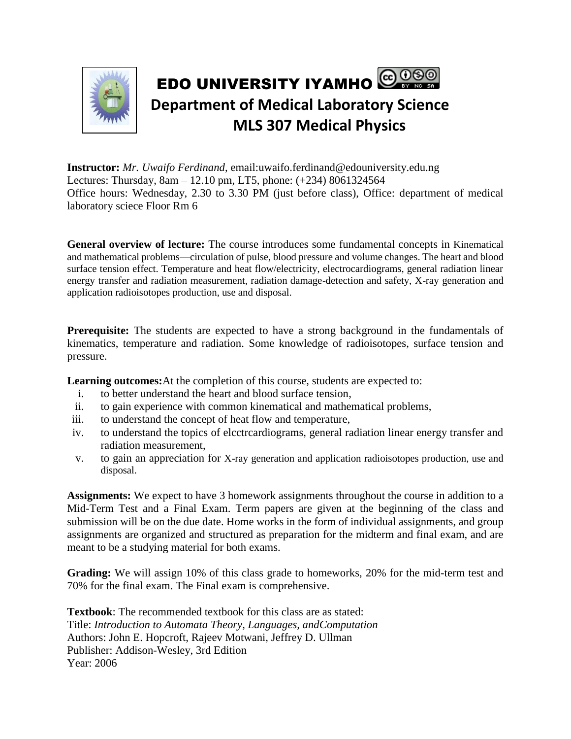# EDO UNIVERSITY IYAMHO

## Department of Medical Laboratory Science

## MLS 307 Medical Physics

**Instructor:** *Mr. Uwaifo Ferdinand*, email:uwaifo.ferdinand@edouniversity.edu.ng
Lectures: Thursday, 8am – 12.10 pm, LT5, phone: (+234) 8061324564
Office hours: Wednesday, 2.30 to 3.30 PM (just before class), Office: department of medical laboratory sciece Floor Rm 6

**General overview of lecture:** The course introduces some fundamental concepts in Kinematical and mathematical problems—circulation of pulse, blood pressure and volume changes. The heart and blood surface tension effect. Temperature and heat flow/electricity, electrocardiograms, general radiation linear energy transfer and radiation measurement, radiation damage-detection and safety, X-ray generation and application radioisotopes production, use and disposal.

**Prerequisite:** The students are expected to have a strong background in the fundamentals of kinematics, temperature and radiation. Some knowledge of radioisotopes, surface tension and pressure.

**Learning outcomes:**At the completion of this course, students are expected to:

i. to better understand the heart and blood surface tension,
ii. to gain experience with common kinematical and mathematical problems,
iii. to understand the concept of heat flow and temperature,
iv. to understand the topics of elcctrcardiograms, general radiation linear energy transfer and radiation measurement,
v. to gain an appreciation for X-ray generation and application radioisotopes production, use and disposal.

**Assignments:** We expect to have 3 homework assignments throughout the course in addition to a Mid-Term Test and a Final Exam. Term papers are given at the beginning of the class and submission will be on the due date. Home works in the form of individual assignments, and group assignments are organized and structured as preparation for the midterm and final exam, and are meant to be a studying material for both exams.

**Grading:** We will assign 10% of this class grade to homeworks, 20% for the mid-term test and 70% for the final exam. The Final exam is comprehensive.

**Textbook**: The recommended textbook for this class are as stated:
Title: *Introduction to Automata Theory, Languages, andComputation*
Authors: John E. Hopcroft, Rajeev Motwani, Jeffrey D. Ullman
Publisher: Addison-Wesley, 3rd Edition
Year: 2006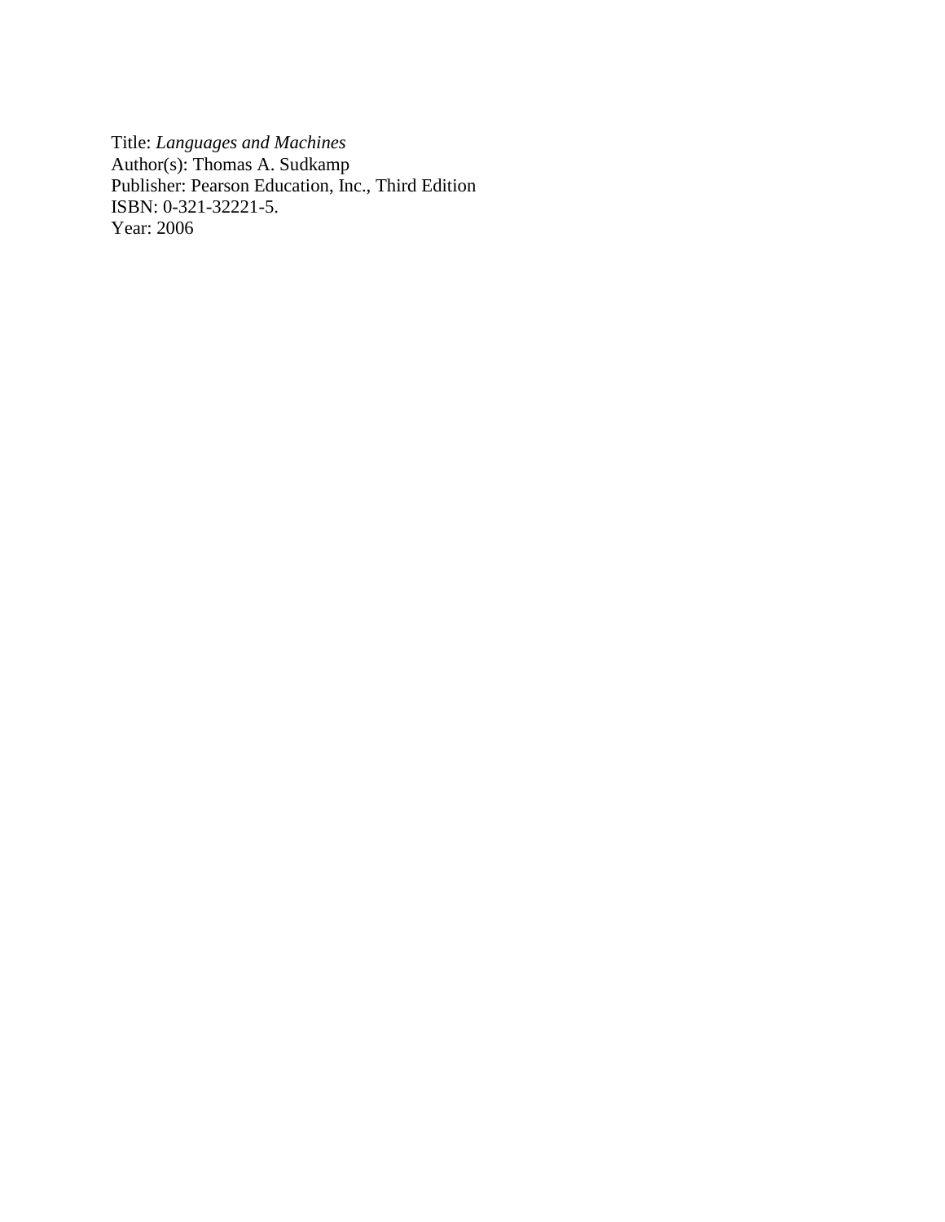Title: *Languages and Machines*
Author(s): Thomas A. Sudkamp
Publisher: Pearson Education, Inc., Third Edition
ISBN: 0-321-32221-5.
Year: 2006